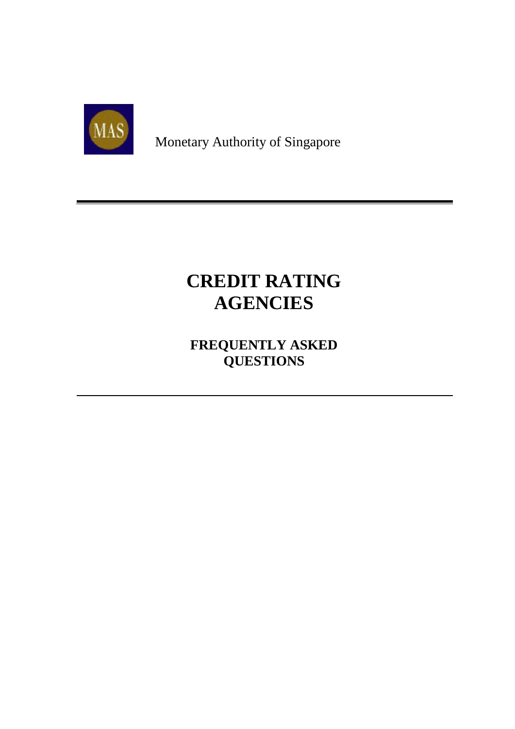MAS

Monetary Authority of Singapore

# CREDIT RATING AGENCIES

## FREQUENTLY ASKED QUESTIONS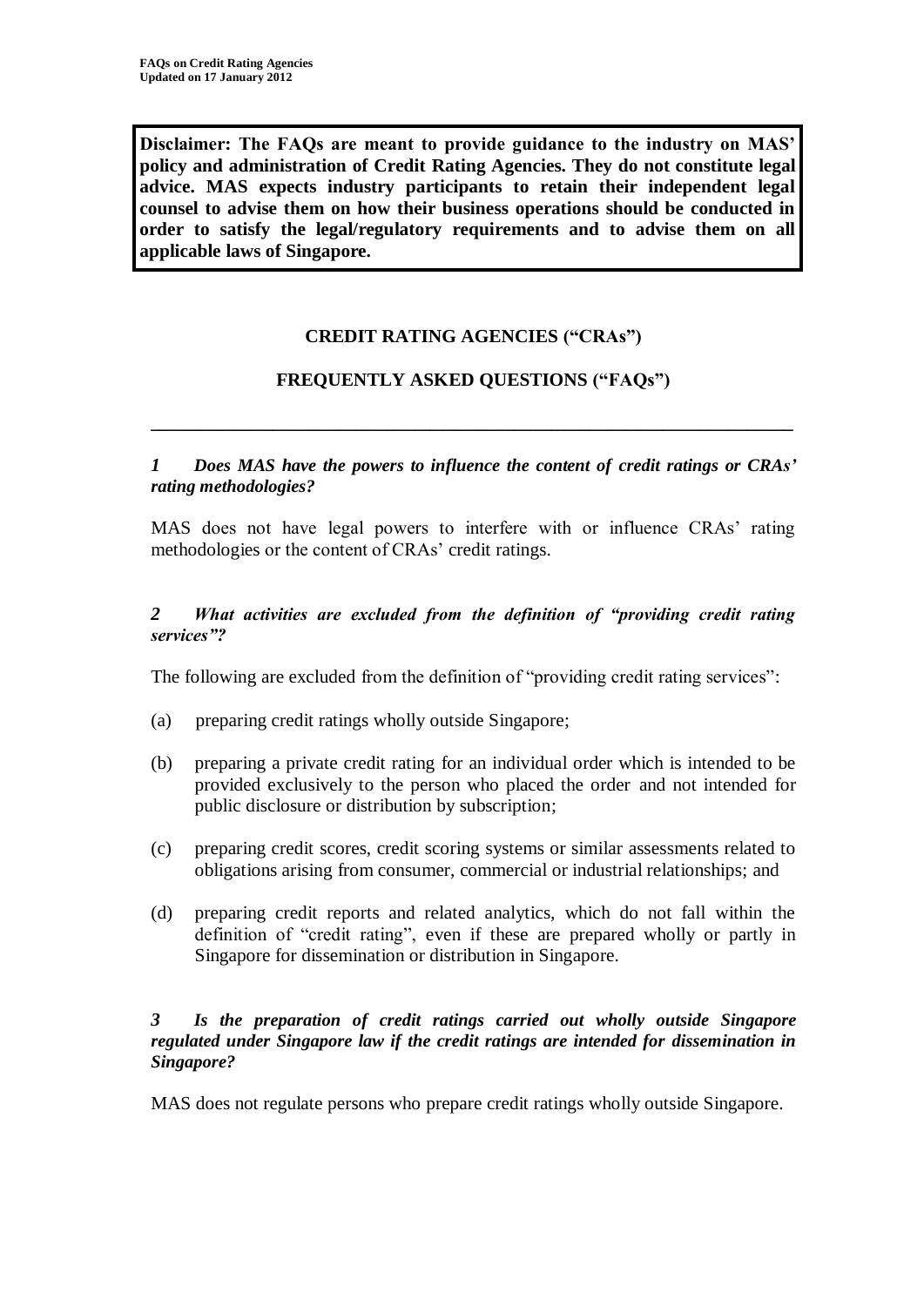**Disclaimer: The FAQs are meant to provide guidance to the industry on MAS' policy and administration of Credit Rating Agencies. They do not constitute legal advice. MAS expects industry participants to retain their independent legal counsel to advise them on how their business operations should be conducted in order to satisfy the legal/regulatory requirements and to advise them on all applicable laws of Singapore.**

## CREDIT RATING AGENCIES ("CRAs")

## FREQUENTLY ASKED QUESTIONS ("FAQs")

---

***1 Does MAS have the powers to influence the content of credit ratings or CRAs' rating methodologies?***

MAS does not have legal powers to interfere with or influence CRAs' rating methodologies or the content of CRAs' credit ratings.

***2 What activities are excluded from the definition of "providing credit rating services"?***

The following are excluded from the definition of "providing credit rating services":

(a) preparing credit ratings wholly outside Singapore;

(b) preparing a private credit rating for an individual order which is intended to be provided exclusively to the person who placed the order and not intended for public disclosure or distribution by subscription;

(c) preparing credit scores, credit scoring systems or similar assessments related to obligations arising from consumer, commercial or industrial relationships; and

(d) preparing credit reports and related analytics, which do not fall within the definition of "credit rating", even if these are prepared wholly or partly in Singapore for dissemination or distribution in Singapore.

***3 Is the preparation of credit ratings carried out wholly outside Singapore regulated under Singapore law if the credit ratings are intended for dissemination in Singapore?***

MAS does not regulate persons who prepare credit ratings wholly outside Singapore.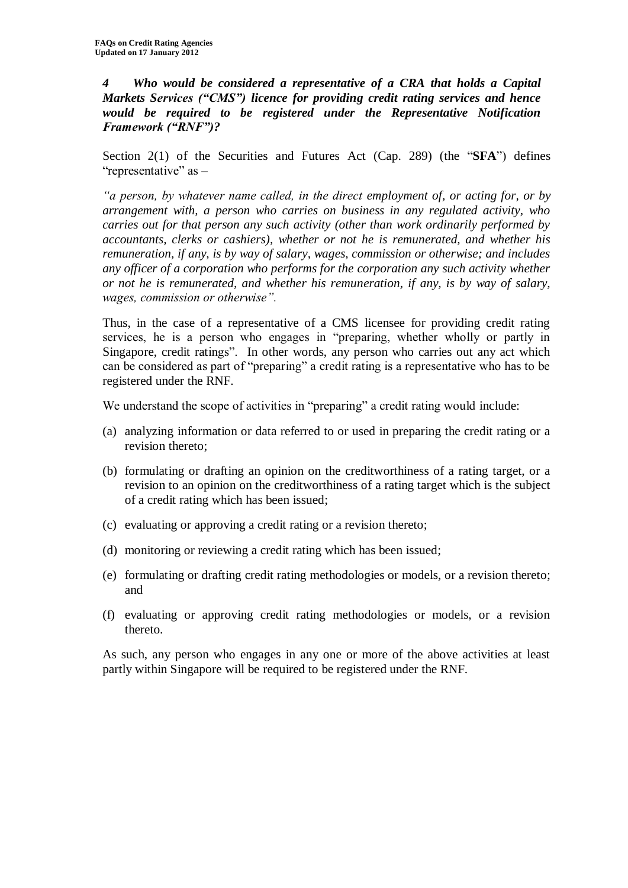***4 Who would be considered a representative of a CRA that holds a Capital Markets Services ("CMS") licence for providing credit rating services and hence would be required to be registered under the Representative Notification Framework ("RNF")?***

Section 2(1) of the Securities and Futures Act (Cap. 289) (the "**SFA**") defines "representative" as –

*"a person, by whatever name called, in the direct employment of, or acting for, or by arrangement with, a person who carries on business in any regulated activity, who carries out for that person any such activity (other than work ordinarily performed by accountants, clerks or cashiers), whether or not he is remunerated, and whether his remuneration, if any, is by way of salary, wages, commission or otherwise; and includes any officer of a corporation who performs for the corporation any such activity whether or not he is remunerated, and whether his remuneration, if any, is by way of salary, wages, commission or otherwise".*

Thus, in the case of a representative of a CMS licensee for providing credit rating services, he is a person who engages in "preparing, whether wholly or partly in Singapore, credit ratings". In other words, any person who carries out any act which can be considered as part of "preparing" a credit rating is a representative who has to be registered under the RNF.

We understand the scope of activities in "preparing" a credit rating would include:

(a) analyzing information or data referred to or used in preparing the credit rating or a revision thereto;

(b) formulating or drafting an opinion on the creditworthiness of a rating target, or a revision to an opinion on the creditworthiness of a rating target which is the subject of a credit rating which has been issued;

(c) evaluating or approving a credit rating or a revision thereto;

(d) monitoring or reviewing a credit rating which has been issued;

(e) formulating or drafting credit rating methodologies or models, or a revision thereto; and

(f) evaluating or approving credit rating methodologies or models, or a revision thereto.

As such, any person who engages in any one or more of the above activities at least partly within Singapore will be required to be registered under the RNF.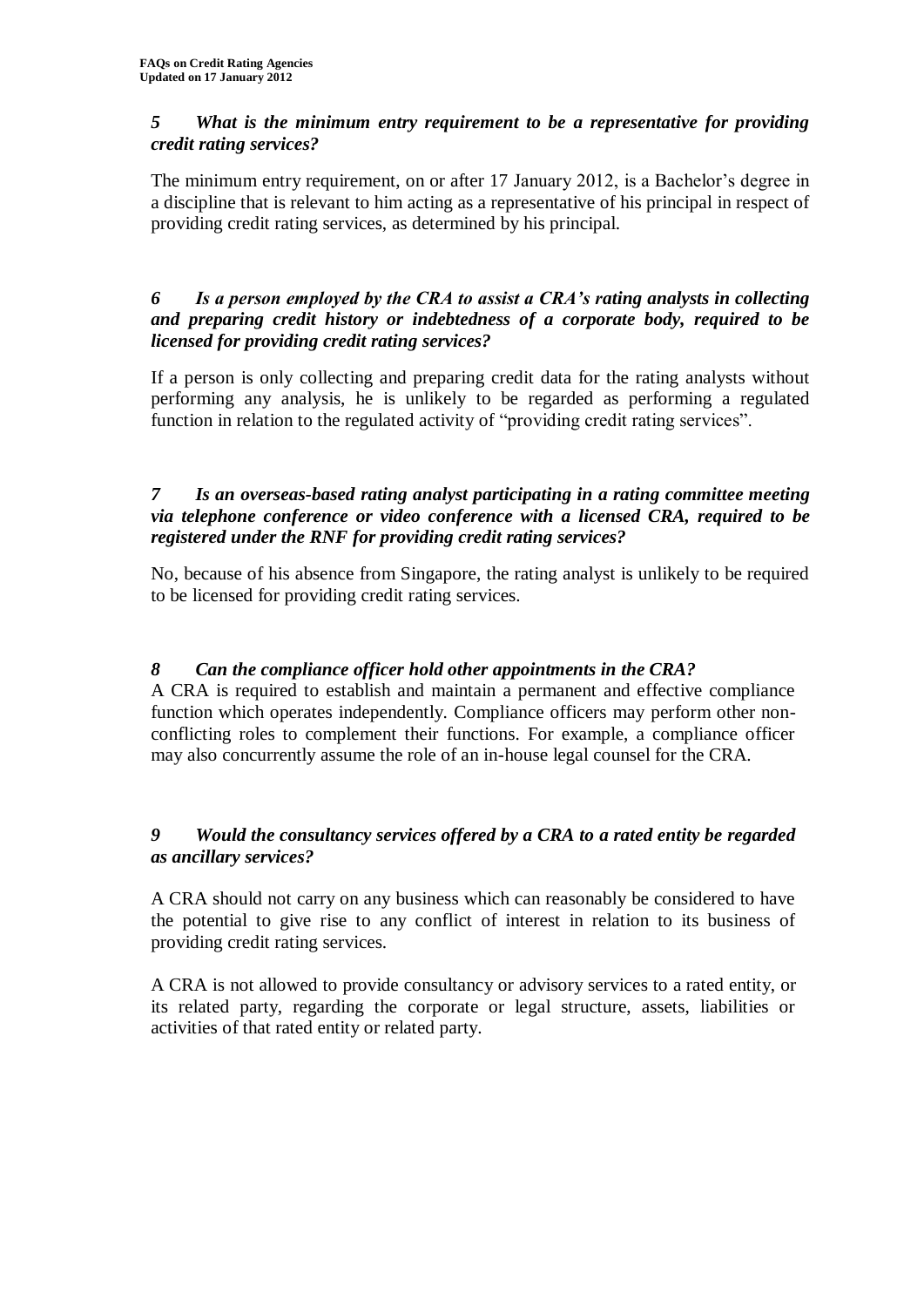### *5 What is the minimum entry requirement to be a representative for providing credit rating services?*

The minimum entry requirement, on or after 17 January 2012, is a Bachelor's degree in a discipline that is relevant to him acting as a representative of his principal in respect of providing credit rating services, as determined by his principal.

### *6 Is a person employed by the CRA to assist a CRA's rating analysts in collecting and preparing credit history or indebtedness of a corporate body, required to be licensed for providing credit rating services?*

If a person is only collecting and preparing credit data for the rating analysts without performing any analysis, he is unlikely to be regarded as performing a regulated function in relation to the regulated activity of "providing credit rating services".

### *7 Is an overseas-based rating analyst participating in a rating committee meeting via telephone conference or video conference with a licensed CRA, required to be registered under the RNF for providing credit rating services?*

No, because of his absence from Singapore, the rating analyst is unlikely to be required to be licensed for providing credit rating services.

### *8 Can the compliance officer hold other appointments in the CRA?*

A CRA is required to establish and maintain a permanent and effective compliance function which operates independently. Compliance officers may perform other non-conflicting roles to complement their functions. For example, a compliance officer may also concurrently assume the role of an in-house legal counsel for the CRA.

### *9 Would the consultancy services offered by a CRA to a rated entity be regarded as ancillary services?*

A CRA should not carry on any business which can reasonably be considered to have the potential to give rise to any conflict of interest in relation to its business of providing credit rating services.

A CRA is not allowed to provide consultancy or advisory services to a rated entity, or its related party, regarding the corporate or legal structure, assets, liabilities or activities of that rated entity or related party.